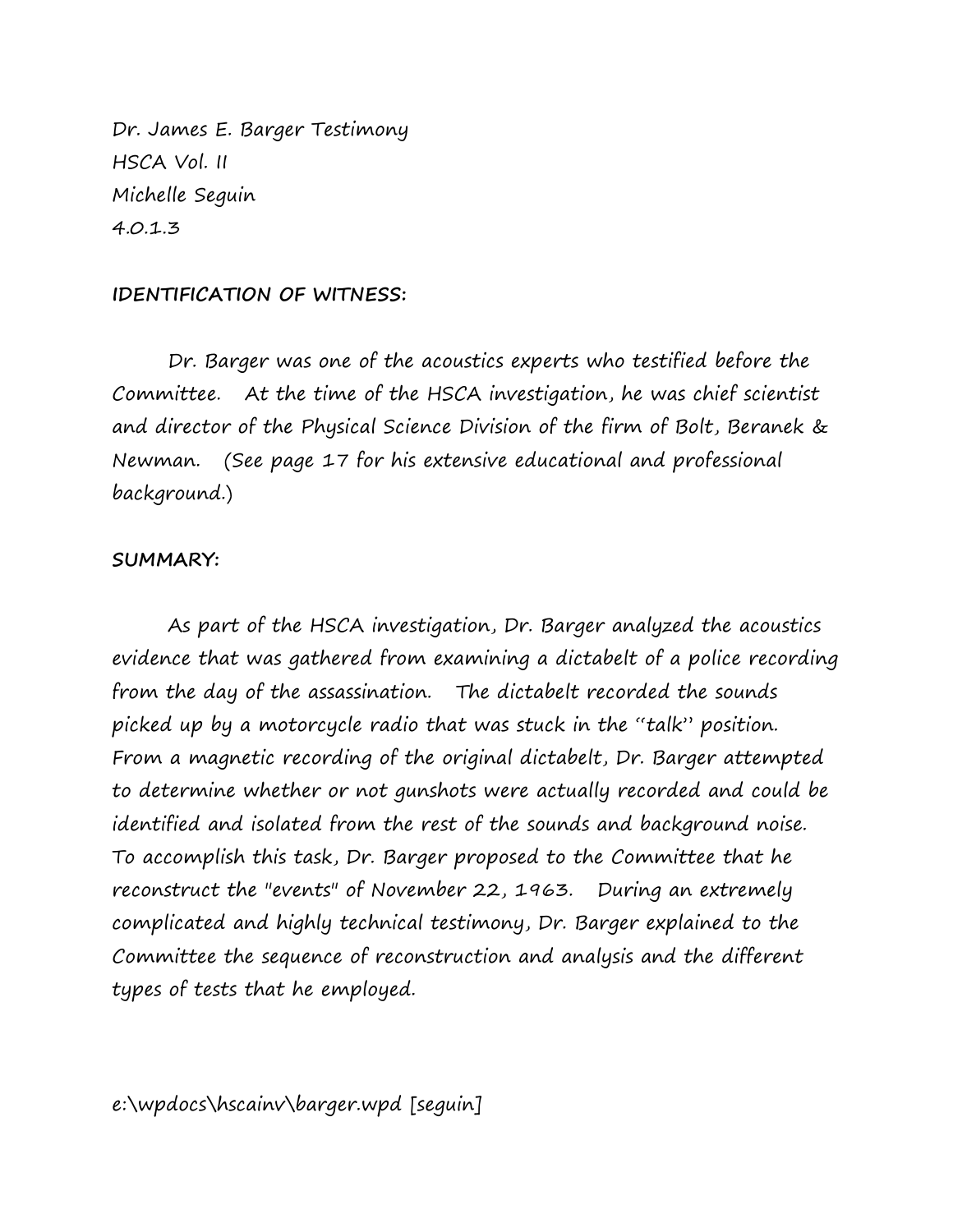Dr. James E. Barger Testimony
HSCA Vol. II
Michelle Seguin
4.0.1.3

**IDENTIFICATION OF WITNESS:**

Dr. Barger was one of the acoustics experts who testified before the Committee. At the time of the HSCA investigation, he was chief scientist and director of the Physical Science Division of the firm of Bolt, Beranek & Newman. (See page 17 for his extensive educational and professional background.)

**SUMMARY:**

As part of the HSCA investigation, Dr. Barger analyzed the acoustics evidence that was gathered from examining a dictabelt of a police recording from the day of the assassination. The dictabelt recorded the sounds picked up by a motorcycle radio that was stuck in the "talk" position. From a magnetic recording of the original dictabelt, Dr. Barger attempted to determine whether or not gunshots were actually recorded and could be identified and isolated from the rest of the sounds and background noise. To accomplish this task, Dr. Barger proposed to the Committee that he reconstruct the "events" of November 22, 1963. During an extremely complicated and highly technical testimony, Dr. Barger explained to the Committee the sequence of reconstruction and analysis and the different types of tests that he employed.

e:\wpdocs\hscainv\barger.wpd [seguin]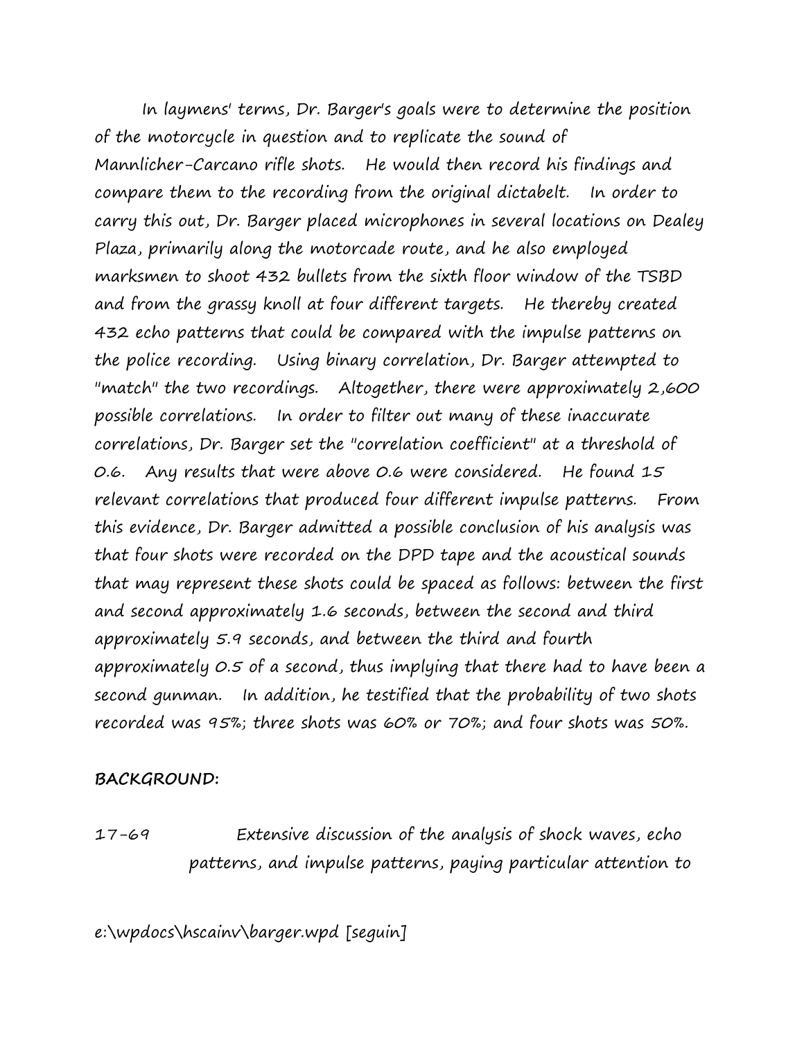In laymens' terms, Dr. Barger's goals were to determine the position of the motorcycle in question and to replicate the sound of Mannlicher-Carcano rifle shots. He would then record his findings and compare them to the recording from the original dictabelt. In order to carry this out, Dr. Barger placed microphones in several locations on Dealey Plaza, primarily along the motorcade route, and he also employed marksmen to shoot 432 bullets from the sixth floor window of the TSBD and from the grassy knoll at four different targets. He thereby created 432 echo patterns that could be compared with the impulse patterns on the police recording. Using binary correlation, Dr. Barger attempted to "match" the two recordings. Altogether, there were approximately 2,600 possible correlations. In order to filter out many of these inaccurate correlations, Dr. Barger set the "correlation coefficient" at a threshold of 0.6. Any results that were above 0.6 were considered. He found 15 relevant correlations that produced four different impulse patterns. From this evidence, Dr. Barger admitted a possible conclusion of his analysis was that four shots were recorded on the DPD tape and the acoustical sounds that may represent these shots could be spaced as follows: between the first and second approximately 1.6 seconds, between the second and third approximately 5.9 seconds, and between the third and fourth approximately 0.5 of a second, thus implying that there had to have been a second gunman. In addition, he testified that the probability of two shots recorded was 95%; three shots was 60% or 70%; and four shots was 50%.

**BACKGROUND:**

17-69 Extensive discussion of the analysis of shock waves, echo patterns, and impulse patterns, paying particular attention to

e:\wpdocs\hscainv\barger.wpd [seguin]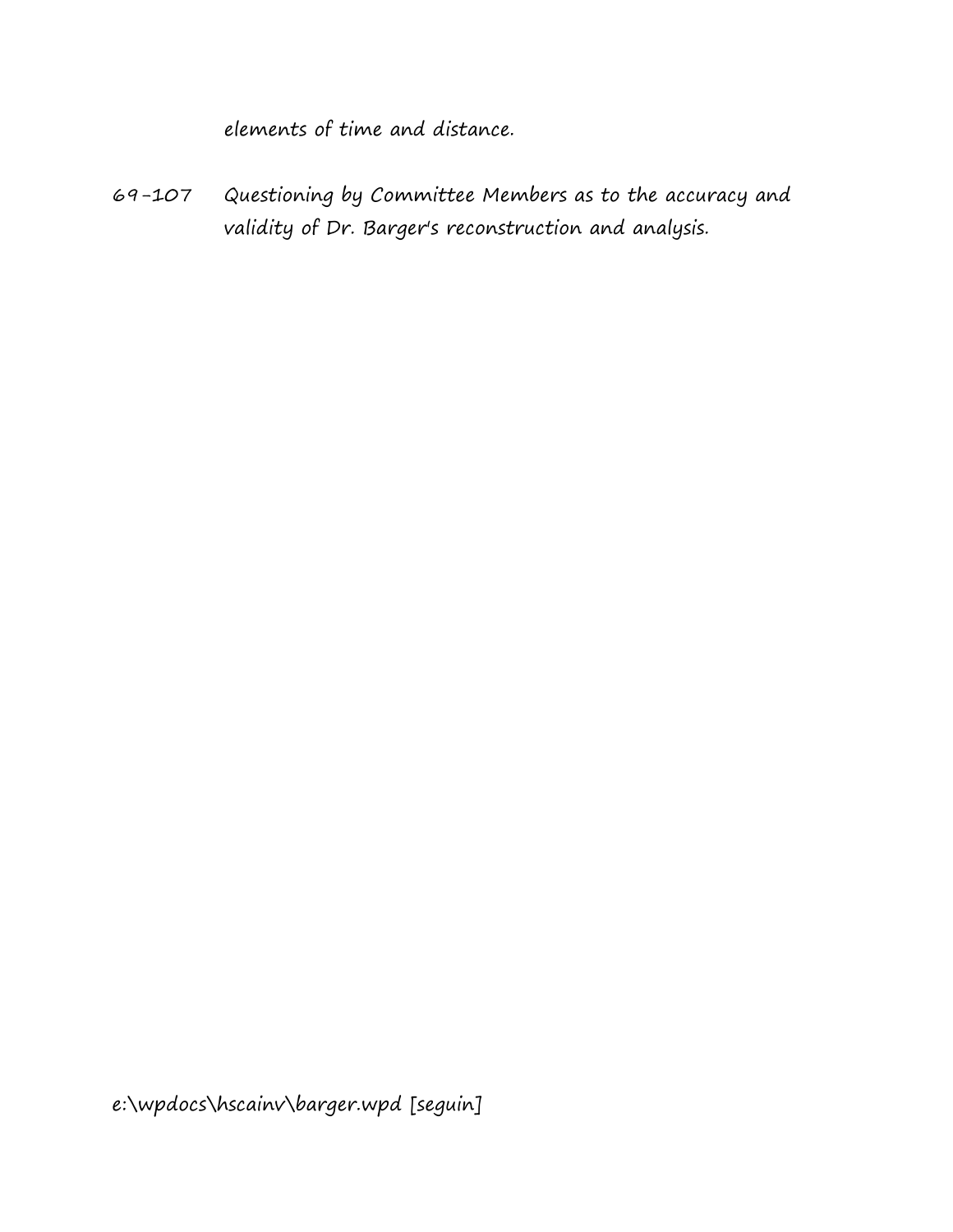elements of time and distance.

69-107 Questioning by Committee Members as to the accuracy and validity of Dr. Barger's reconstruction and analysis.

e:\wpdocs\hscainv\barger.wpd [seguin]